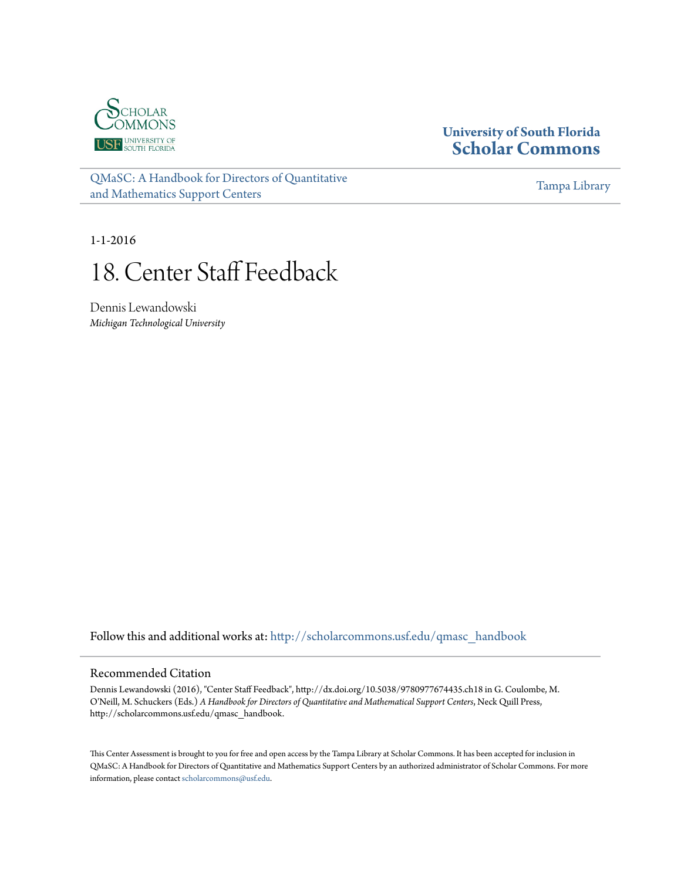University of South Florida
**Scholar Commons**

QMaSC: A Handbook for Directors of Quantitative and Mathematics Support Centers

Tampa Library

1-1-2016

# 18. Center Staff Feedback

Dennis Lewandowski
*Michigan Technological University*

Follow this and additional works at: http://scholarcommons.usf.edu/qmasc_handbook

## Recommended Citation

Dennis Lewandowski (2016), "Center Staff Feedback", http://dx.doi.org/10.5038/9780977674435.ch18 in G. Coulombe, M. O'Neill, M. Schuckers (Eds.) *A Handbook for Directors of Quantitative and Mathematical Support Centers*, Neck Quill Press, http://scholarcommons.usf.edu/qmasc_handbook.

This Center Assessment is brought to you for free and open access by the Tampa Library at Scholar Commons. It has been accepted for inclusion in QMaSC: A Handbook for Directors of Quantitative and Mathematics Support Centers by an authorized administrator of Scholar Commons. For more information, please contact scholarcommons@usf.edu.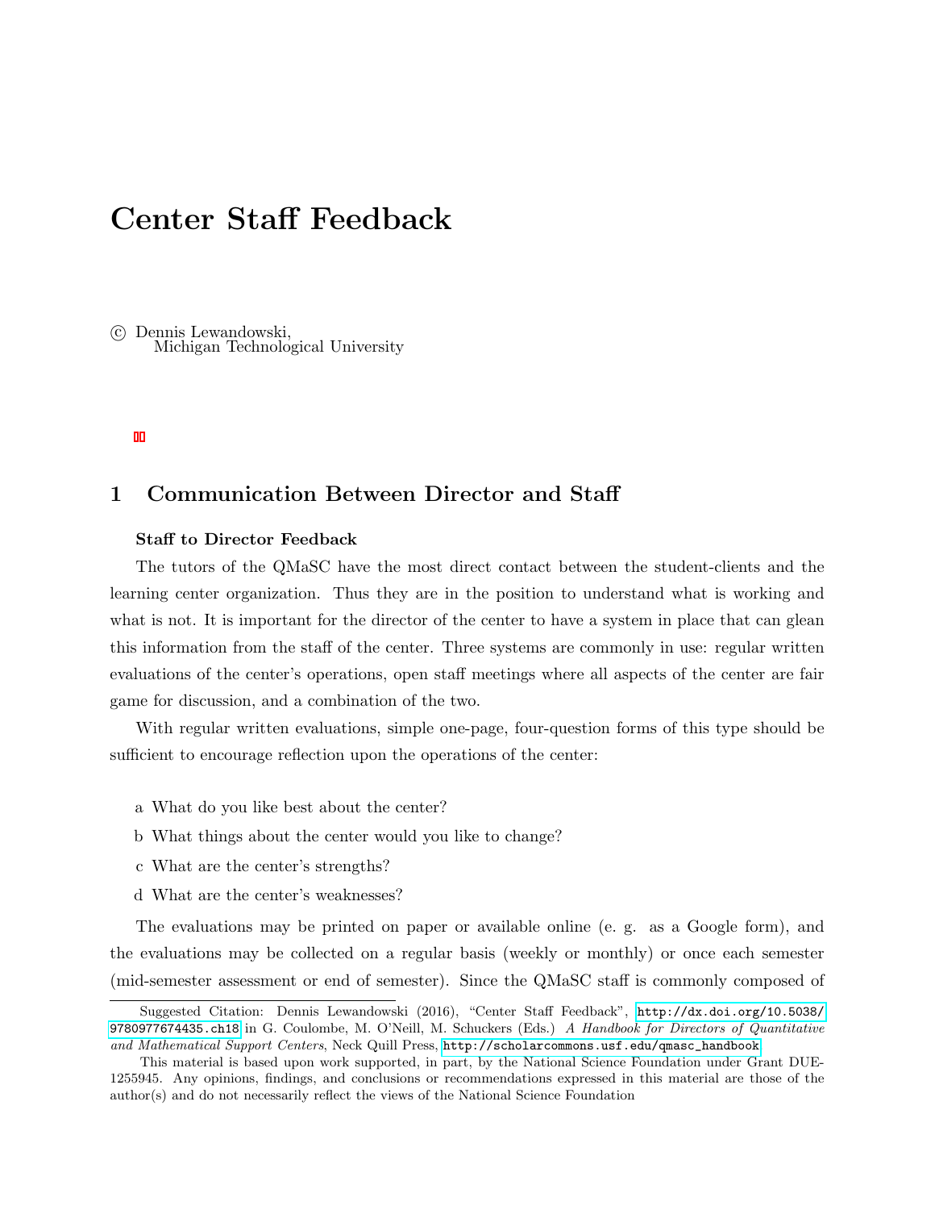# Center Staff Feedback

© Dennis Lewandowski,
Michigan Technological University

## 1 Communication Between Director and Staff

**Staff to Director Feedback**

The tutors of the QMaSC have the most direct contact between the student-clients and the learning center organization. Thus they are in the position to understand what is working and what is not. It is important for the director of the center to have a system in place that can glean this information from the staff of the center. Three systems are commonly in use: regular written evaluations of the center's operations, open staff meetings where all aspects of the center are fair game for discussion, and a combination of the two.

With regular written evaluations, simple one-page, four-question forms of this type should be sufficient to encourage reflection upon the operations of the center:

a What do you like best about the center?

b What things about the center would you like to change?

c What are the center's strengths?

d What are the center's weaknesses?

The evaluations may be printed on paper or available online (e. g. as a Google form), and the evaluations may be collected on a regular basis (weekly or monthly) or once each semester (mid-semester assessment or end of semester). Since the QMaSC staff is commonly composed of

Suggested Citation: Dennis Lewandowski (2016), "Center Staff Feedback", http://dx.doi.org/10.5038/9780977674435.ch18 in G. Coulombe, M. O'Neill, M. Schuckers (Eds.) *A Handbook for Directors of Quantitative and Mathematical Support Centers*, Neck Quill Press, http://scholarcommons.usf.edu/qmasc_handbook

This material is based upon work supported, in part, by the National Science Foundation under Grant DUE-1255945. Any opinions, findings, and conclusions or recommendations expressed in this material are those of the author(s) and do not necessarily reflect the views of the National Science Foundation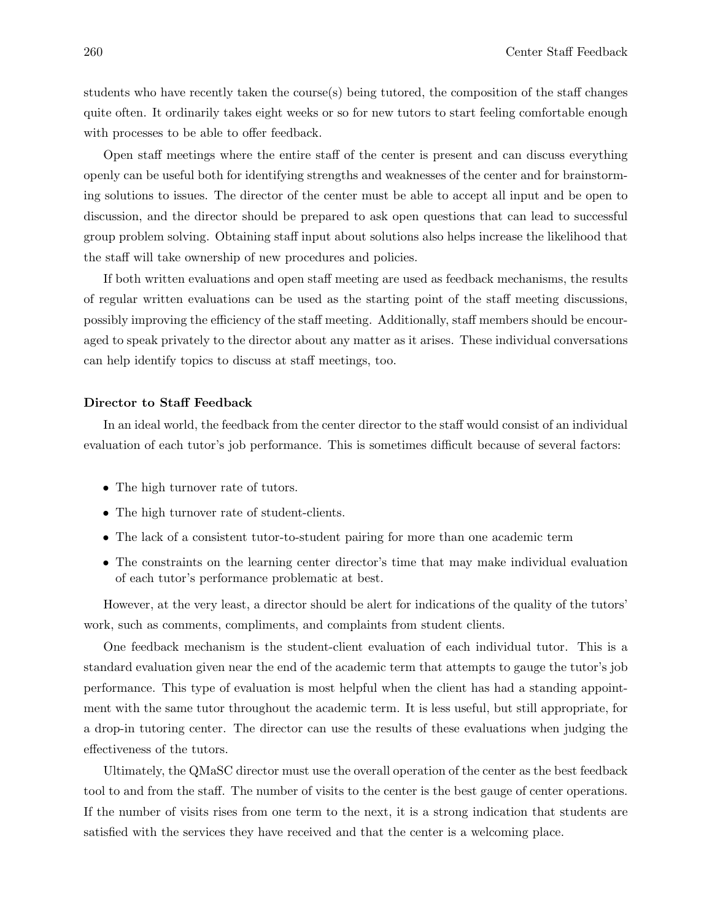students who have recently taken the course(s) being tutored, the composition of the staff changes quite often. It ordinarily takes eight weeks or so for new tutors to start feeling comfortable enough with processes to be able to offer feedback.

Open staff meetings where the entire staff of the center is present and can discuss everything openly can be useful both for identifying strengths and weaknesses of the center and for brainstorming solutions to issues. The director of the center must be able to accept all input and be open to discussion, and the director should be prepared to ask open questions that can lead to successful group problem solving. Obtaining staff input about solutions also helps increase the likelihood that the staff will take ownership of new procedures and policies.

If both written evaluations and open staff meeting are used as feedback mechanisms, the results of regular written evaluations can be used as the starting point of the staff meeting discussions, possibly improving the efficiency of the staff meeting. Additionally, staff members should be encouraged to speak privately to the director about any matter as it arises. These individual conversations can help identify topics to discuss at staff meetings, too.

### Director to Staff Feedback

In an ideal world, the feedback from the center director to the staff would consist of an individual evaluation of each tutor's job performance. This is sometimes difficult because of several factors:

- The high turnover rate of tutors.
- The high turnover rate of student-clients.
- The lack of a consistent tutor-to-student pairing for more than one academic term
- The constraints on the learning center director's time that may make individual evaluation of each tutor's performance problematic at best.

However, at the very least, a director should be alert for indications of the quality of the tutors' work, such as comments, compliments, and complaints from student clients.

One feedback mechanism is the student-client evaluation of each individual tutor. This is a standard evaluation given near the end of the academic term that attempts to gauge the tutor's job performance. This type of evaluation is most helpful when the client has had a standing appointment with the same tutor throughout the academic term. It is less useful, but still appropriate, for a drop-in tutoring center. The director can use the results of these evaluations when judging the effectiveness of the tutors.

Ultimately, the QMaSC director must use the overall operation of the center as the best feedback tool to and from the staff. The number of visits to the center is the best gauge of center operations. If the number of visits rises from one term to the next, it is a strong indication that students are satisfied with the services they have received and that the center is a welcoming place.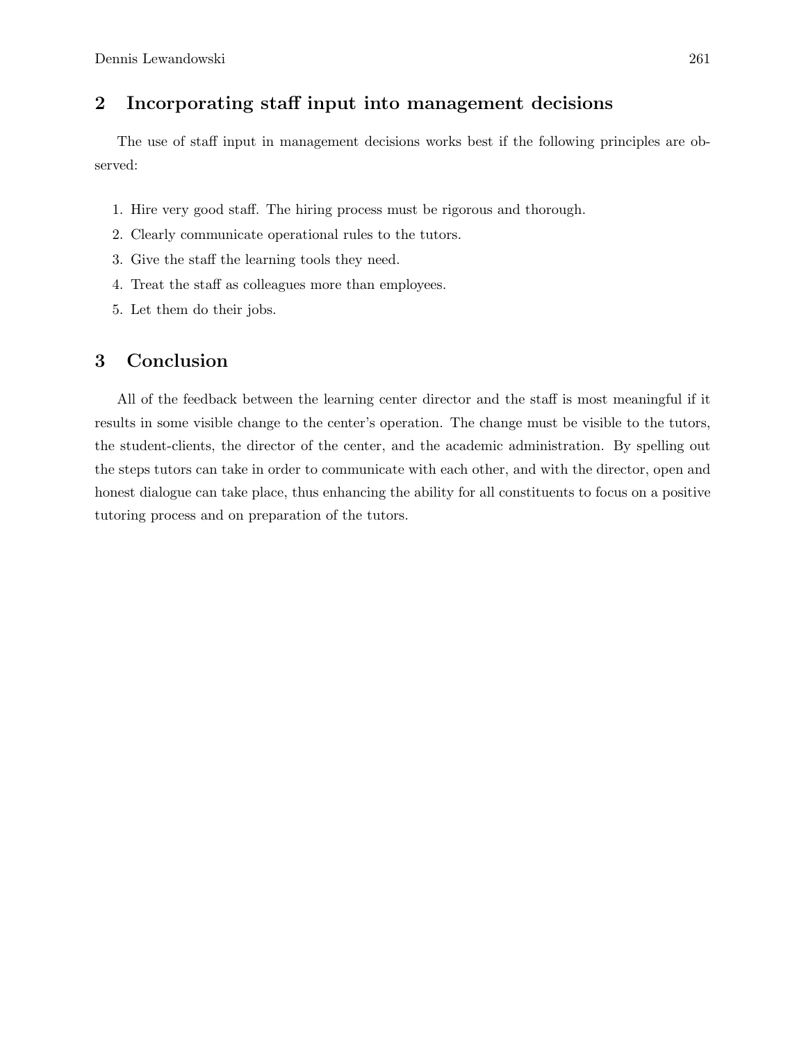## 2 Incorporating staff input into management decisions

The use of staff input in management decisions works best if the following principles are observed:

1. Hire very good staff. The hiring process must be rigorous and thorough.
2. Clearly communicate operational rules to the tutors.
3. Give the staff the learning tools they need.
4. Treat the staff as colleagues more than employees.
5. Let them do their jobs.

## 3 Conclusion

All of the feedback between the learning center director and the staff is most meaningful if it results in some visible change to the center's operation. The change must be visible to the tutors, the student-clients, the director of the center, and the academic administration. By spelling out the steps tutors can take in order to communicate with each other, and with the director, open and honest dialogue can take place, thus enhancing the ability for all constituents to focus on a positive tutoring process and on preparation of the tutors.